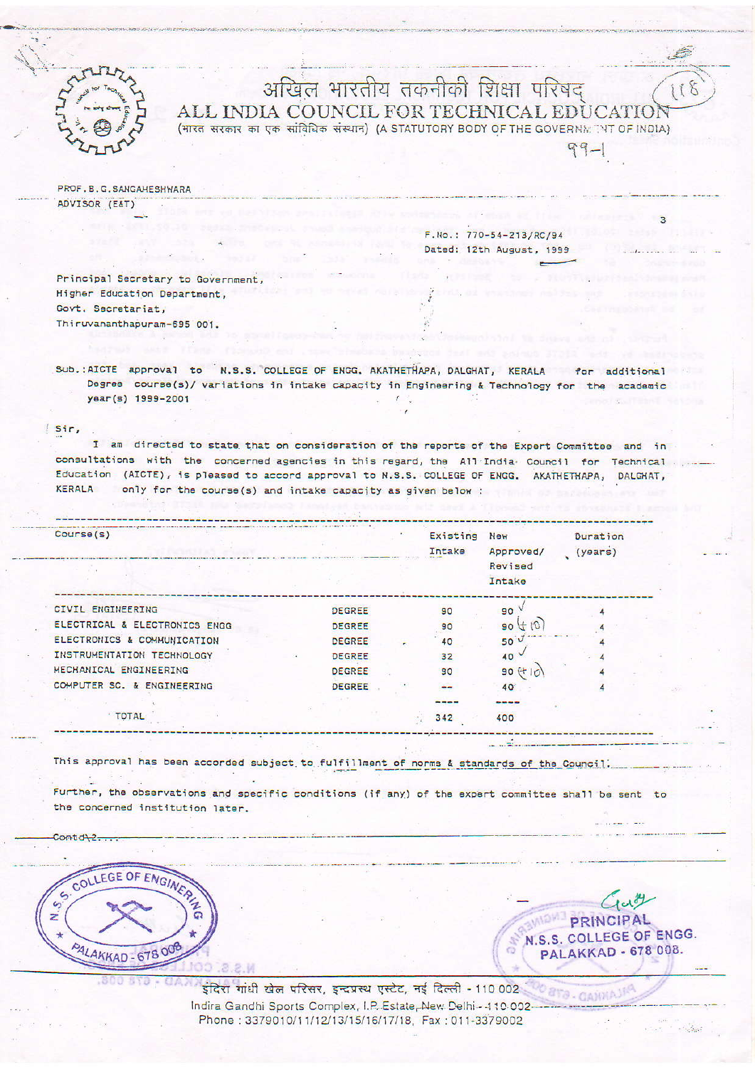# अखिल भारतीय तकनीकी शिक्षा परिषद
# ALL INDIA COUNCIL FOR TECHNICAL EDUCATION

(भारत सरकार का एक सांविधिक संस्थान) (A STATUTORY BODY OF THE GOVERNMENT OF INDIA)

PROF. B.C. SANGAMESHWARA
ADVISOR (E&T)

F.No.: 770-54-213/RC/94
Dated: 12th August, 1999

Principal Secretary to Government,
Higher Education Department,
Govt. Secretariat,
Thiruvananthapuram-695 001.

Sub.: AICTE approval to N.S.S. COLLEGE OF ENGG. AKATHETHAPA, DALGHAT, KERALA for additional Degree course(s)/ variations in intake capacity in Engineering & Technology for the academic year(s) 1999-2001

Sir,

I am directed to state that on consideration of the reports of the Expert Committee and in consultations with the concerned agencies in this regard, the All India Council for Technical Education (AICTE), is pleased to accord approval to N.S.S. COLLEGE OF ENGG. AKATHETHAPA, DALGHAT, KERALA only for the course(s) and intake capacity as given below :

| Course(s) | | Existing Intake | New Approved/ Revised Intake | Duration (years) |
|---|---|---|---|---|
| CIVIL ENGINEERING | DEGREE | 90 | 90 | 4 |
| ELECTRICAL & ELECTRONICS ENGG | DEGREE | 90 | 90 (+10) | 4 |
| ELECTRONICS & COMMUNICATION | DEGREE | 40 | 50 | 4 |
| INSTRUMENTATION TECHNOLOGY | DEGREE | 32 | 40 | 4 |
| MECHANICAL ENGINEERING | DEGREE | 90 | 90 (+10) | 4 |
| COMPUTER SC. & ENGINEERING | DEGREE | -- | 40 | 4 |
| TOTAL | | 342 | 400 | |

This approval has been accorded subject to fulfillment of norms & standards of the Council.

Further, the observations and specific conditions (if any) of the expert committee shall be sent to the concerned institution later.

Contd\2....

N.S.S. COLLEGE OF ENGINEERING PALAKKAD - 678 008

PRINCIPAL
N.S.S. COLLEGE OF ENGG.
PALAKKAD - 678 008.

इंदिरा गांधी खेल परिसर, इन्द्रप्रस्थ एस्टेट, नई दिल्ली - 110 002
Indira Gandhi Sports Complex, I.P. Estate, New Delhi - 110 002
Phone : 3379010/11/12/13/15/16/17/18, Fax : 011-3379002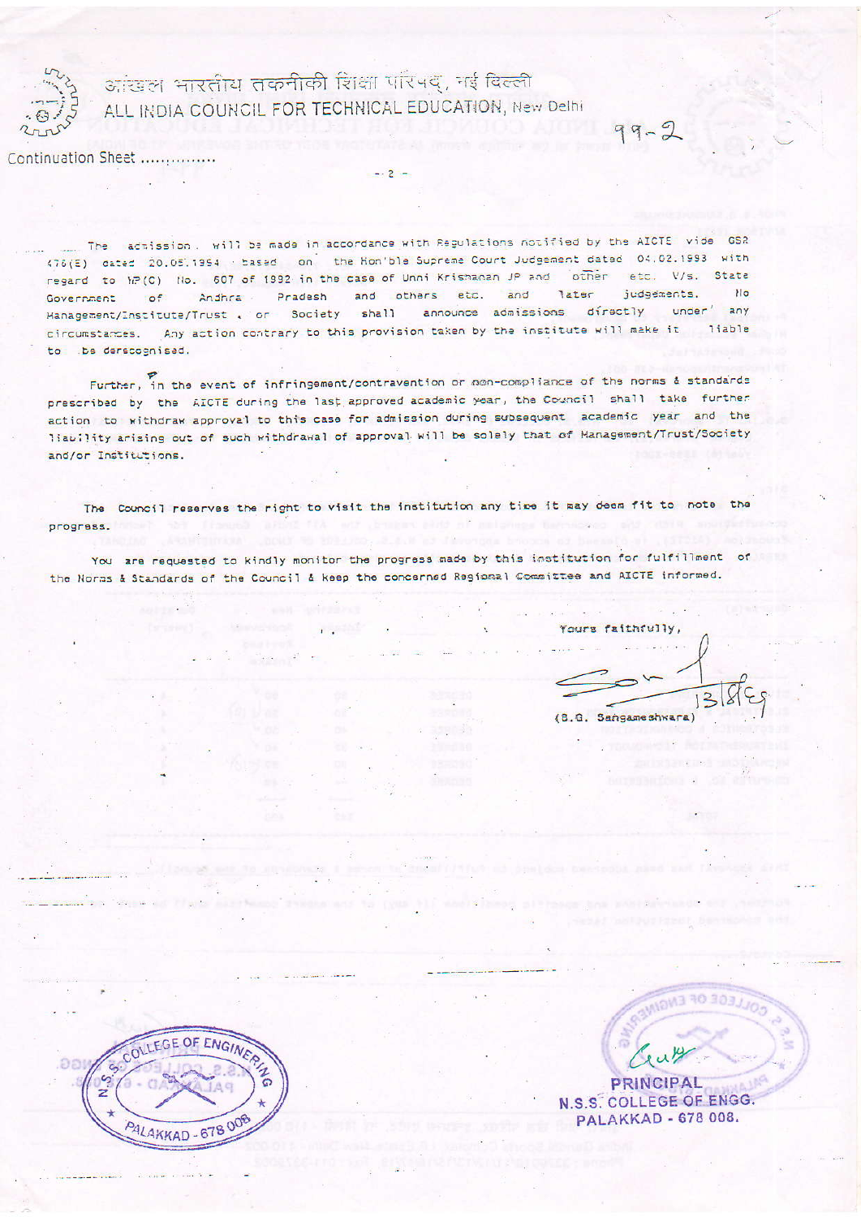अखिल भारतीय तकनीकी शिक्षा परिषद्, नई दिल्ली

ALL INDIA COUNCIL FOR TECHNICAL EDUCATION, New Delhi

99-2

Continuation Sheet ..............

The admission will be made in accordance with Regulations notified by the AICTE vide GSR 476(E) dated 20.05.1994 based on the Hon'ble Supreme Court Judgement dated 04.02.1993 with regard to WP(C) No. 607 of 1992 in the case of Unni Krishnan JP and other etc. V/s. State Government of Andhra Pradesh and others etc. and later judgements. No Management/Institute/Trust, or Society shall announce admissions directly under any circumstances. Any action contrary to this provision taken by the institute will make it liable to be derecognised.

Further, in the event of infringement/contravention or non-compliance of the norms & standards prescribed by the AICTE during the last approved academic year, the Council shall take further action to withdraw approval to this case for admission during subsequent academic year and the liability arising out of such withdrawal of approval will be solely that of Management/Trust/Society and/or Institutions.

The Council reserves the right to visit the institution any time it may deem fit to note the progress.

You are requested to kindly monitor the progress made by this institution for fulfillment of the Norms & Standards of the Council & keep the concerned Regional Committee and AICTE informed.

Yours faithfully,

13/8/99

(S.G. Sangameshwara)

N.S.S. COLLEGE OF ENGINEERING PALAKKAD - 678 008

PRINCIPAL
N.S.S. COLLEGE OF ENGG.
PALAKKAD - 678 008.